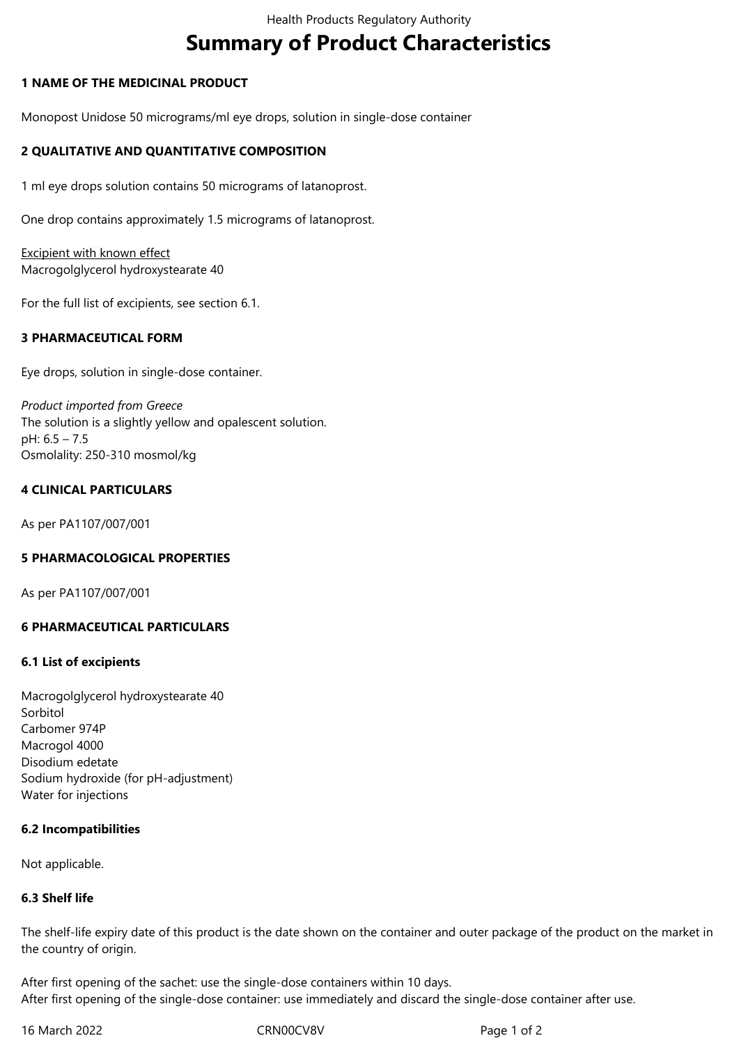# Summary of Product Characteristics

## 1 NAME OF THE MEDICINAL PRODUCT

Monopost Unidose 50 micrograms/ml eye drops, solution in single-dose container

## 2 QUALITATIVE AND QUANTITATIVE COMPOSITION

1 ml eye drops solution contains 50 micrograms of latanoprost.

One drop contains approximately 1.5 micrograms of latanoprost.

Excipient with known effect
Macrogolglycerol hydroxystearate 40

For the full list of excipients, see section 6.1.

## 3 PHARMACEUTICAL FORM

Eye drops, solution in single-dose container.

*Product imported from Greece*
The solution is a slightly yellow and opalescent solution.
pH: 6.5 – 7.5
Osmolality: 250-310 mosmol/kg

## 4 CLINICAL PARTICULARS

As per PA1107/007/001

## 5 PHARMACOLOGICAL PROPERTIES

As per PA1107/007/001

## 6 PHARMACEUTICAL PARTICULARS

### 6.1 List of excipients

Macrogolglycerol hydroxystearate 40
Sorbitol
Carbomer 974P
Macrogol 4000
Disodium edetate
Sodium hydroxide (for pH-adjustment)
Water for injections

### 6.2 Incompatibilities

Not applicable.

### 6.3 Shelf life

The shelf-life expiry date of this product is the date shown on the container and outer package of the product on the market in the country of origin.

After first opening of the sachet: use the single-dose containers within 10 days.
After first opening of the single-dose container: use immediately and discard the single-dose container after use.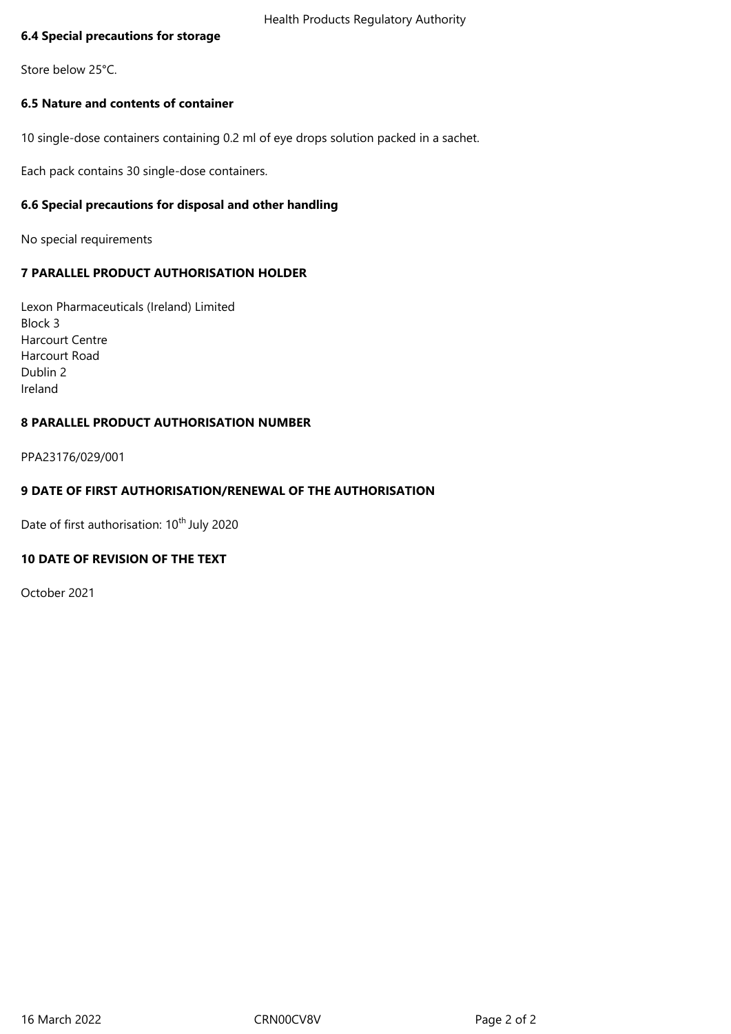### 6.4 Special precautions for storage

Store below 25°C.

### 6.5 Nature and contents of container

10 single-dose containers containing 0.2 ml of eye drops solution packed in a sachet.

Each pack contains 30 single-dose containers.

### 6.6 Special precautions for disposal and other handling

No special requirements

## 7 PARALLEL PRODUCT AUTHORISATION HOLDER

Lexon Pharmaceuticals (Ireland) Limited
Block 3
Harcourt Centre
Harcourt Road
Dublin 2
Ireland

## 8 PARALLEL PRODUCT AUTHORISATION NUMBER

PPA23176/029/001

## 9 DATE OF FIRST AUTHORISATION/RENEWAL OF THE AUTHORISATION

Date of first authorisation: 10th July 2020

## 10 DATE OF REVISION OF THE TEXT

October 2021